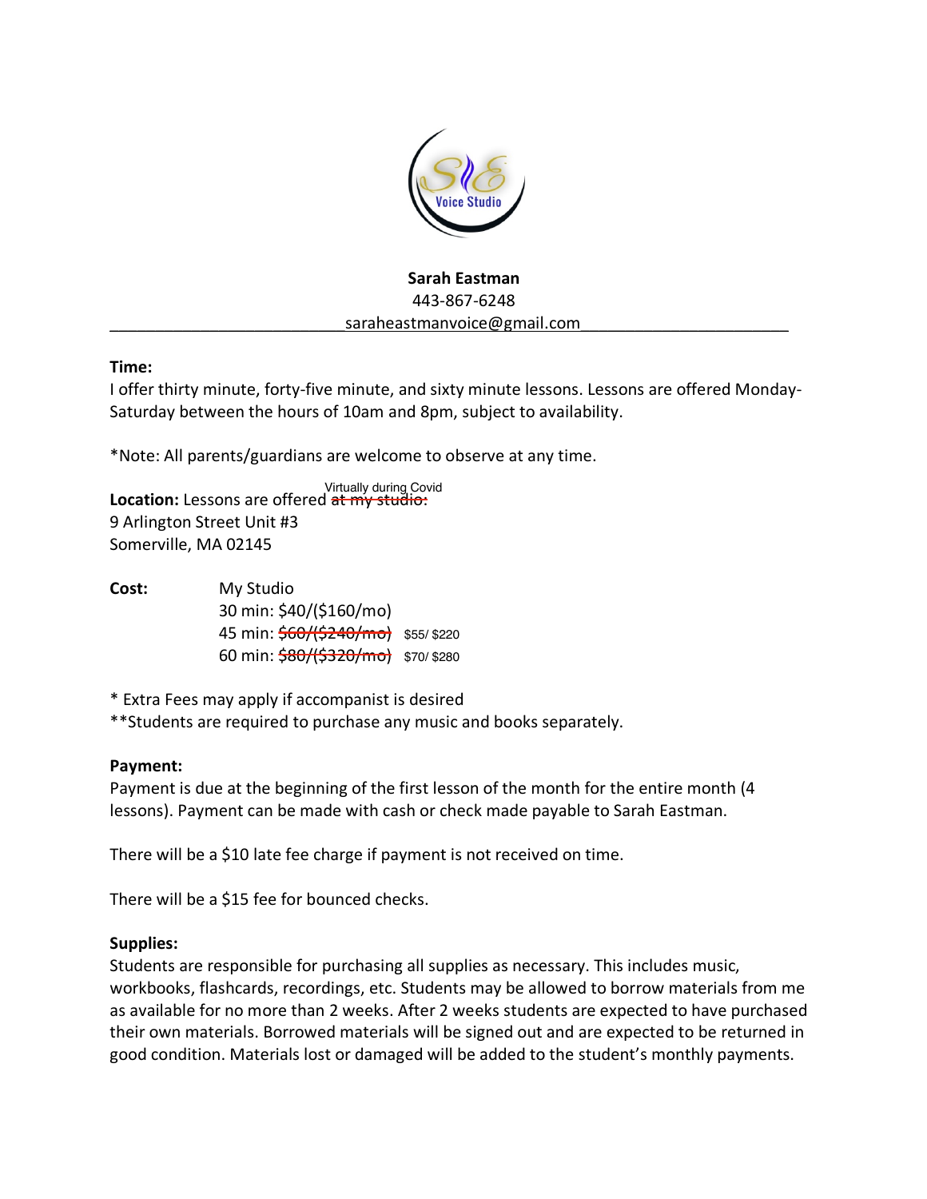**Sarah Eastman**
443-867-6248
saraheastmanvoice@gmail.com

---

**Time:**
I offer thirty minute, forty-five minute, and sixty minute lessons. Lessons are offered Monday-Saturday between the hours of 10am and 8pm, subject to availability.

*Note: All parents/guardians are welcome to observe at any time.

**Location:** Lessons are offered ~~at my studio:~~ Virtually during Covid
9 Arlington Street Unit #3
Somerville, MA 02145

**Cost:** My Studio
30 min: $40/($160/mo)
45 min: ~~$60/($240/mo)~~ $55/ $220
60 min: ~~$80/($320/mo)~~ $70/ $280

* Extra Fees may apply if accompanist is desired
**Students are required to purchase any music and books separately.

**Payment:**
Payment is due at the beginning of the first lesson of the month for the entire month (4 lessons). Payment can be made with cash or check made payable to Sarah Eastman.

There will be a $10 late fee charge if payment is not received on time.

There will be a $15 fee for bounced checks.

**Supplies:**
Students are responsible for purchasing all supplies as necessary. This includes music, workbooks, flashcards, recordings, etc. Students may be allowed to borrow materials from me as available for no more than 2 weeks. After 2 weeks students are expected to have purchased their own materials. Borrowed materials will be signed out and are expected to be returned in good condition. Materials lost or damaged will be added to the student's monthly payments.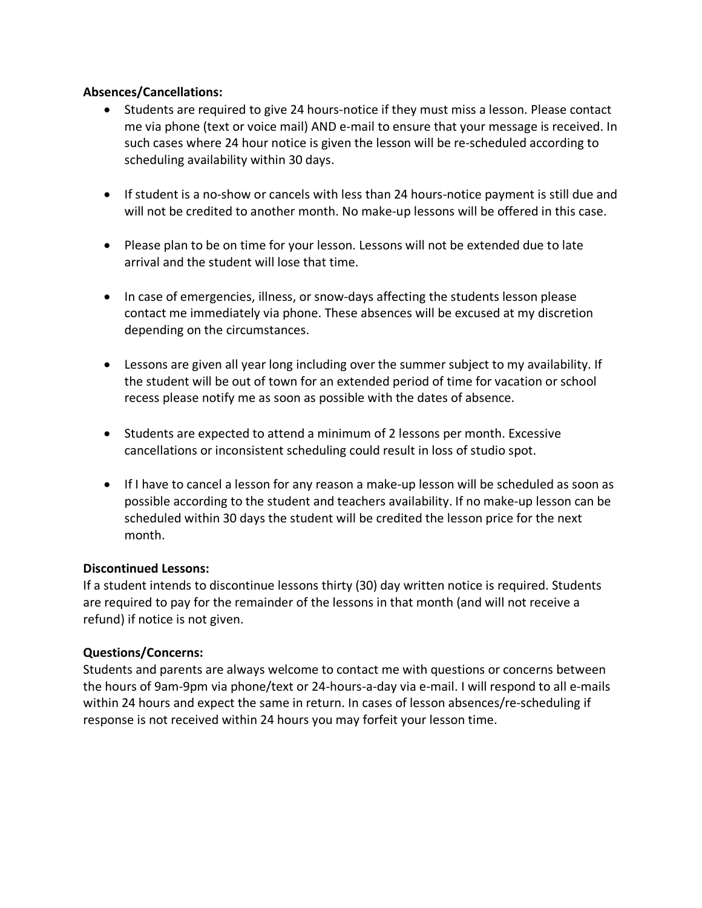**Absences/Cancellations:**

- Students are required to give 24 hours-notice if they must miss a lesson. Please contact me via phone (text or voice mail) AND e-mail to ensure that your message is received. In such cases where 24 hour notice is given the lesson will be re-scheduled according to scheduling availability within 30 days.

- If student is a no-show or cancels with less than 24 hours-notice payment is still due and will not be credited to another month. No make-up lessons will be offered in this case.

- Please plan to be on time for your lesson. Lessons will not be extended due to late arrival and the student will lose that time.

- In case of emergencies, illness, or snow-days affecting the students lesson please contact me immediately via phone. These absences will be excused at my discretion depending on the circumstances.

- Lessons are given all year long including over the summer subject to my availability. If the student will be out of town for an extended period of time for vacation or school recess please notify me as soon as possible with the dates of absence.

- Students are expected to attend a minimum of 2 lessons per month. Excessive cancellations or inconsistent scheduling could result in loss of studio spot.

- If I have to cancel a lesson for any reason a make-up lesson will be scheduled as soon as possible according to the student and teachers availability. If no make-up lesson can be scheduled within 30 days the student will be credited the lesson price for the next month.

**Discontinued Lessons:**

If a student intends to discontinue lessons thirty (30) day written notice is required. Students are required to pay for the remainder of the lessons in that month (and will not receive a refund) if notice is not given.

**Questions/Concerns:**

Students and parents are always welcome to contact me with questions or concerns between the hours of 9am-9pm via phone/text or 24-hours-a-day via e-mail. I will respond to all e-mails within 24 hours and expect the same in return. In cases of lesson absences/re-scheduling if response is not received within 24 hours you may forfeit your lesson time.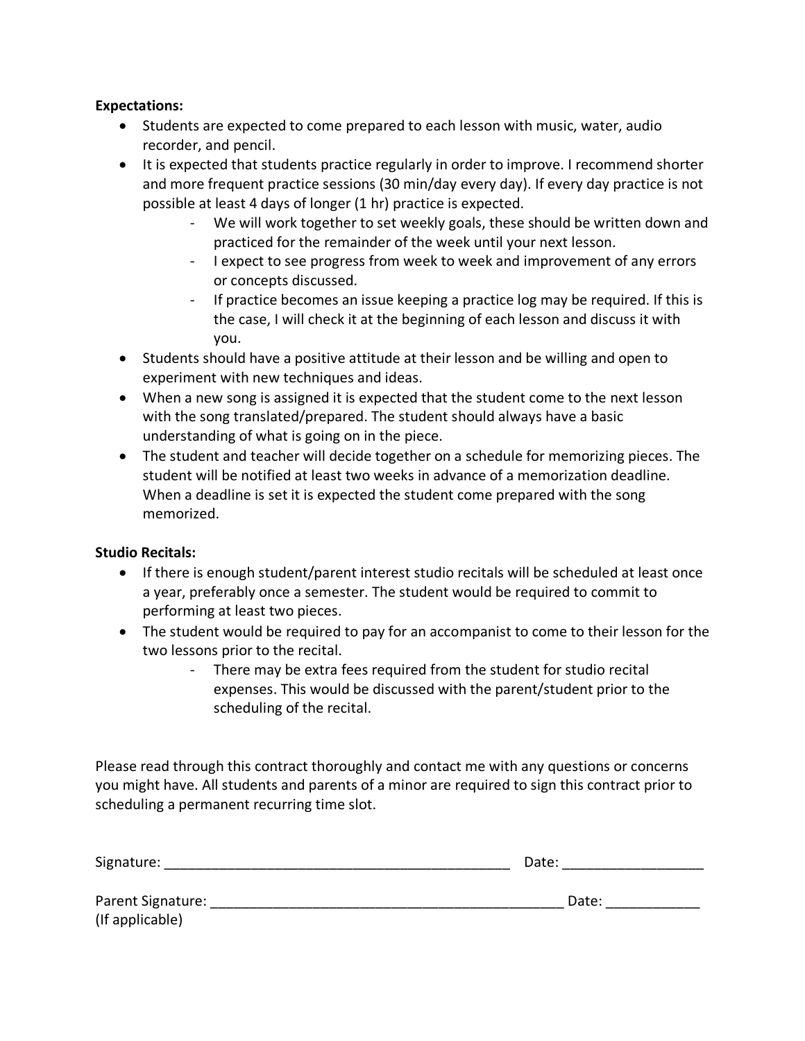**Expectations:**

- Students are expected to come prepared to each lesson with music, water, audio recorder, and pencil.
- It is expected that students practice regularly in order to improve. I recommend shorter and more frequent practice sessions (30 min/day every day). If every day practice is not possible at least 4 days of longer (1 hr) practice is expected.
  - We will work together to set weekly goals, these should be written down and practiced for the remainder of the week until your next lesson.
  - I expect to see progress from week to week and improvement of any errors or concepts discussed.
  - If practice becomes an issue keeping a practice log may be required. If this is the case, I will check it at the beginning of each lesson and discuss it with you.
- Students should have a positive attitude at their lesson and be willing and open to experiment with new techniques and ideas.
- When a new song is assigned it is expected that the student come to the next lesson with the song translated/prepared. The student should always have a basic understanding of what is going on in the piece.
- The student and teacher will decide together on a schedule for memorizing pieces. The student will be notified at least two weeks in advance of a memorization deadline. When a deadline is set it is expected the student come prepared with the song memorized.

**Studio Recitals:**

- If there is enough student/parent interest studio recitals will be scheduled at least once a year, preferably once a semester. The student would be required to commit to performing at least two pieces.
- The student would be required to pay for an accompanist to come to their lesson for the two lessons prior to the recital.
  - There may be extra fees required from the student for studio recital expenses. This would be discussed with the parent/student prior to the scheduling of the recital.

Please read through this contract thoroughly and contact me with any questions or concerns you might have. All students and parents of a minor are required to sign this contract prior to scheduling a permanent recurring time slot.

Signature: _____________________________________________ Date: _________________

Parent Signature: _____________________________________________ Date: ____________
(If applicable)